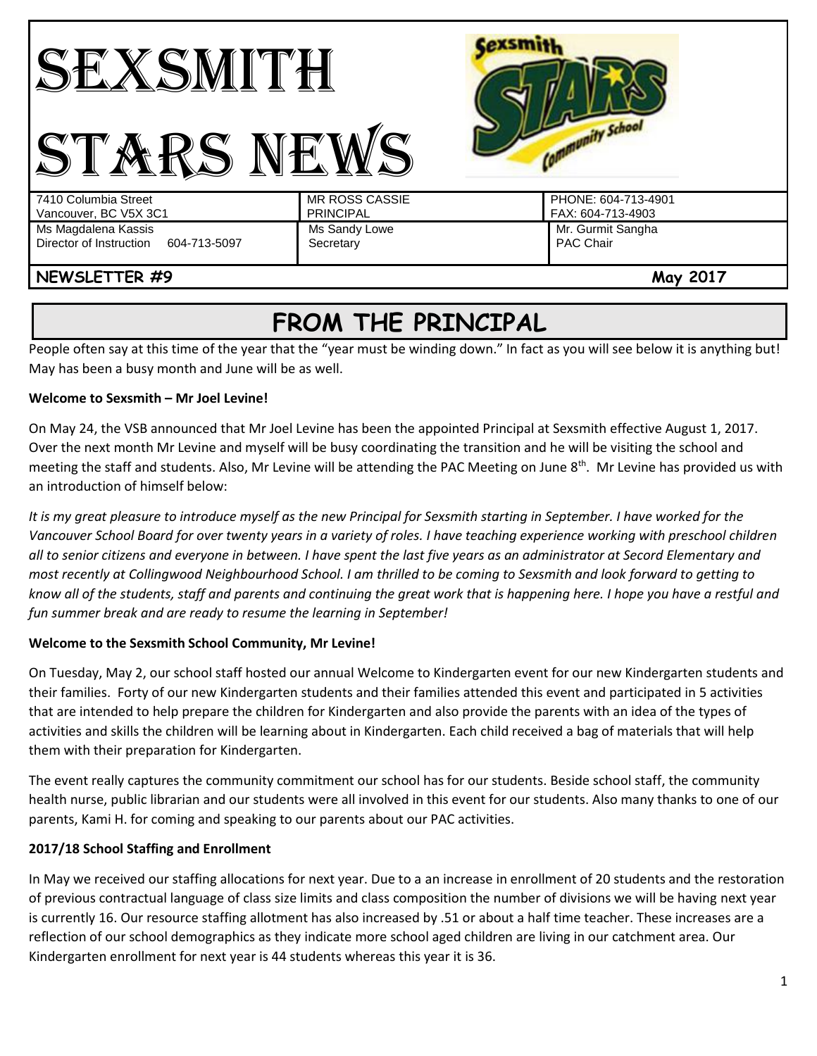# SEXSMITH STARS NEWS

| | | |
|---|---|---|
| 7410 Columbia Street<br>Vancouver, BC V5X 3C1 | MR ROSS CASSIE<br>PRINCIPAL | PHONE: 604-713-4901<br>FAX: 604-713-4903 |
| Ms Magdalena Kassis<br>Director of Instruction 604-713-5097 | Ms Sandy Lowe<br>Secretary | Mr. Gurmit Sangha<br>PAC Chair |

**NEWSLETTER #9** **May 2017**

## FROM THE PRINCIPAL

People often say at this time of the year that the "year must be winding down." In fact as you will see below it is anything but! May has been a busy month and June will be as well.

**Welcome to Sexsmith – Mr Joel Levine!**

On May 24, the VSB announced that Mr Joel Levine has been the appointed Principal at Sexsmith effective August 1, 2017. Over the next month Mr Levine and myself will be busy coordinating the transition and he will be visiting the school and meeting the staff and students. Also, Mr Levine will be attending the PAC Meeting on June 8th. Mr Levine has provided us with an introduction of himself below:

*It is my great pleasure to introduce myself as the new Principal for Sexsmith starting in September. I have worked for the Vancouver School Board for over twenty years in a variety of roles. I have teaching experience working with preschool children all to senior citizens and everyone in between. I have spent the last five years as an administrator at Secord Elementary and most recently at Collingwood Neighbourhood School. I am thrilled to be coming to Sexsmith and look forward to getting to know all of the students, staff and parents and continuing the great work that is happening here. I hope you have a restful and fun summer break and are ready to resume the learning in September!*

**Welcome to the Sexsmith School Community, Mr Levine!**

On Tuesday, May 2, our school staff hosted our annual Welcome to Kindergarten event for our new Kindergarten students and their families. Forty of our new Kindergarten students and their families attended this event and participated in 5 activities that are intended to help prepare the children for Kindergarten and also provide the parents with an idea of the types of activities and skills the children will be learning about in Kindergarten. Each child received a bag of materials that will help them with their preparation for Kindergarten.

The event really captures the community commitment our school has for our students. Beside school staff, the community health nurse, public librarian and our students were all involved in this event for our students. Also many thanks to one of our parents, Kami H. for coming and speaking to our parents about our PAC activities.

**2017/18 School Staffing and Enrollment**

In May we received our staffing allocations for next year. Due to a an increase in enrollment of 20 students and the restoration of previous contractual language of class size limits and class composition the number of divisions we will be having next year is currently 16. Our resource staffing allotment has also increased by .51 or about a half time teacher. These increases are a reflection of our school demographics as they indicate more school aged children are living in our catchment area. Our Kindergarten enrollment for next year is 44 students whereas this year it is 36.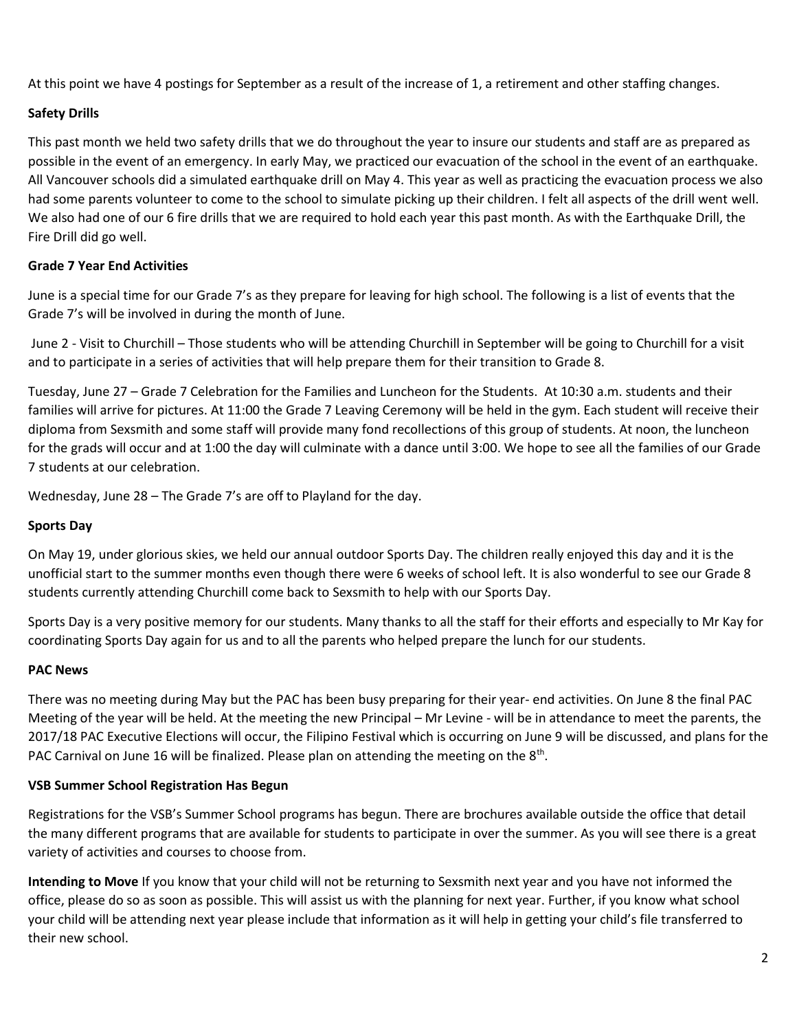At this point we have 4 postings for September as a result of the increase of 1, a retirement and other staffing changes.

**Safety Drills**

This past month we held two safety drills that we do throughout the year to insure our students and staff are as prepared as possible in the event of an emergency. In early May, we practiced our evacuation of the school in the event of an earthquake. All Vancouver schools did a simulated earthquake drill on May 4. This year as well as practicing the evacuation process we also had some parents volunteer to come to the school to simulate picking up their children. I felt all aspects of the drill went well. We also had one of our 6 fire drills that we are required to hold each year this past month. As with the Earthquake Drill, the Fire Drill did go well.

**Grade 7 Year End Activities**

June is a special time for our Grade 7's as they prepare for leaving for high school. The following is a list of events that the Grade 7's will be involved in during the month of June.

June 2 - Visit to Churchill – Those students who will be attending Churchill in September will be going to Churchill for a visit and to participate in a series of activities that will help prepare them for their transition to Grade 8.

Tuesday, June 27 – Grade 7 Celebration for the Families and Luncheon for the Students. At 10:30 a.m. students and their families will arrive for pictures. At 11:00 the Grade 7 Leaving Ceremony will be held in the gym. Each student will receive their diploma from Sexsmith and some staff will provide many fond recollections of this group of students. At noon, the luncheon for the grads will occur and at 1:00 the day will culminate with a dance until 3:00. We hope to see all the families of our Grade 7 students at our celebration.

Wednesday, June 28 – The Grade 7's are off to Playland for the day.

**Sports Day**

On May 19, under glorious skies, we held our annual outdoor Sports Day. The children really enjoyed this day and it is the unofficial start to the summer months even though there were 6 weeks of school left. It is also wonderful to see our Grade 8 students currently attending Churchill come back to Sexsmith to help with our Sports Day.

Sports Day is a very positive memory for our students. Many thanks to all the staff for their efforts and especially to Mr Kay for coordinating Sports Day again for us and to all the parents who helped prepare the lunch for our students.

**PAC News**

There was no meeting during May but the PAC has been busy preparing for their year- end activities. On June 8 the final PAC Meeting of the year will be held. At the meeting the new Principal – Mr Levine - will be in attendance to meet the parents, the 2017/18 PAC Executive Elections will occur, the Filipino Festival which is occurring on June 9 will be discussed, and plans for the PAC Carnival on June 16 will be finalized. Please plan on attending the meeting on the 8th.

**VSB Summer School Registration Has Begun**

Registrations for the VSB's Summer School programs has begun. There are brochures available outside the office that detail the many different programs that are available for students to participate in over the summer. As you will see there is a great variety of activities and courses to choose from.

**Intending to Move** If you know that your child will not be returning to Sexsmith next year and you have not informed the office, please do so as soon as possible. This will assist us with the planning for next year. Further, if you know what school your child will be attending next year please include that information as it will help in getting your child's file transferred to their new school.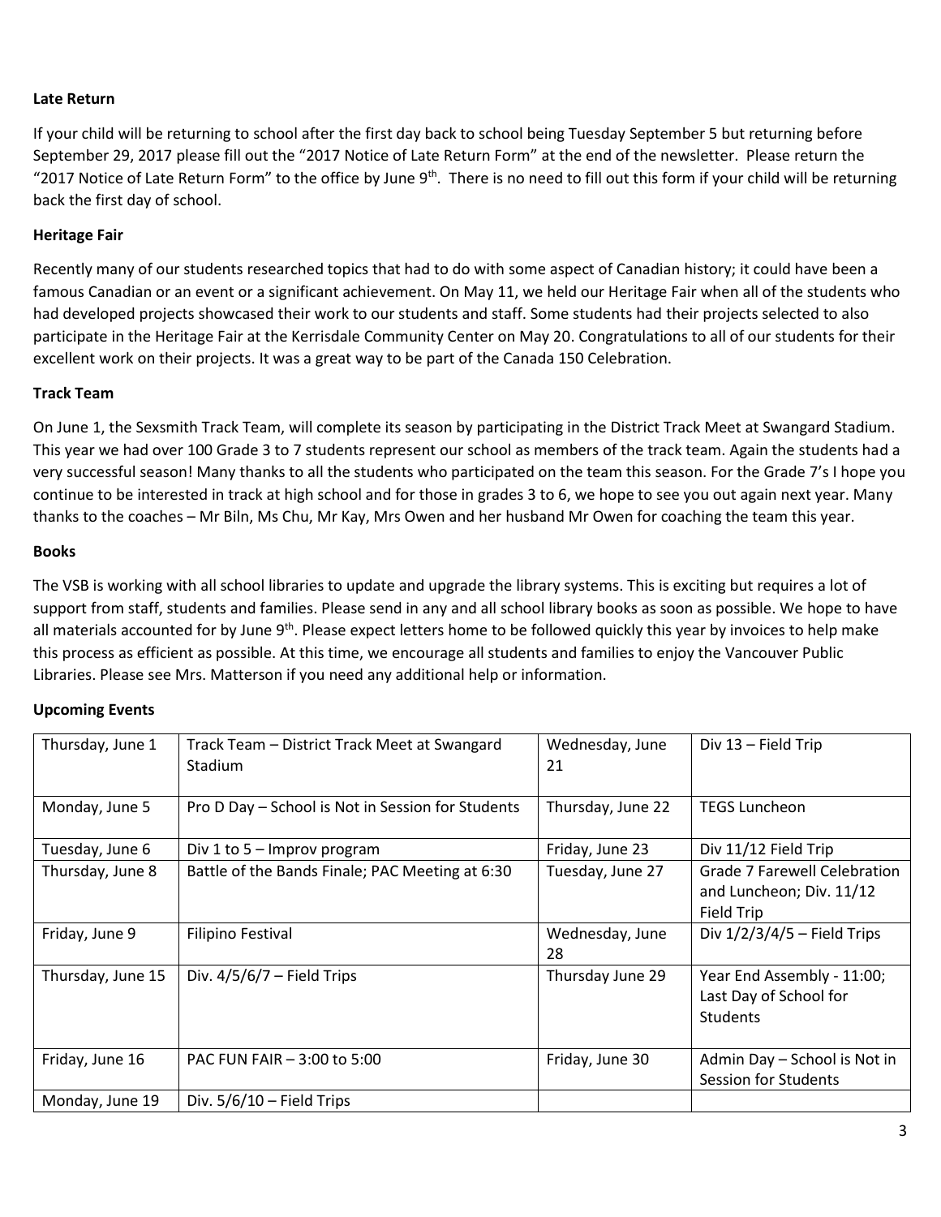**Late Return**

If your child will be returning to school after the first day back to school being Tuesday September 5 but returning before September 29, 2017 please fill out the "2017 Notice of Late Return Form" at the end of the newsletter. Please return the "2017 Notice of Late Return Form" to the office by June 9th. There is no need to fill out this form if your child will be returning back the first day of school.

**Heritage Fair**

Recently many of our students researched topics that had to do with some aspect of Canadian history; it could have been a famous Canadian or an event or a significant achievement. On May 11, we held our Heritage Fair when all of the students who had developed projects showcased their work to our students and staff. Some students had their projects selected to also participate in the Heritage Fair at the Kerrisdale Community Center on May 20. Congratulations to all of our students for their excellent work on their projects. It was a great way to be part of the Canada 150 Celebration.

**Track Team**

On June 1, the Sexsmith Track Team, will complete its season by participating in the District Track Meet at Swangard Stadium. This year we had over 100 Grade 3 to 7 students represent our school as members of the track team. Again the students had a very successful season! Many thanks to all the students who participated on the team this season. For the Grade 7's I hope you continue to be interested in track at high school and for those in grades 3 to 6, we hope to see you out again next year. Many thanks to the coaches – Mr Biln, Ms Chu, Mr Kay, Mrs Owen and her husband Mr Owen for coaching the team this year.

**Books**

The VSB is working with all school libraries to update and upgrade the library systems. This is exciting but requires a lot of support from staff, students and families. Please send in any and all school library books as soon as possible. We hope to have all materials accounted for by June 9th. Please expect letters home to be followed quickly this year by invoices to help make this process as efficient as possible. At this time, we encourage all students and families to enjoy the Vancouver Public Libraries. Please see Mrs. Matterson if you need any additional help or information.

**Upcoming Events**

| Thursday, June 1 | Track Team – District Track Meet at Swangard Stadium | Wednesday, June 21 | Div 13 – Field Trip |
|---|---|---|---|
| Monday, June 5 | Pro D Day – School is Not in Session for Students | Thursday, June 22 | TEGS Luncheon |
| Tuesday, June 6 | Div 1 to 5 – Improv program | Friday, June 23 | Div 11/12 Field Trip |
| Thursday, June 8 | Battle of the Bands Finale; PAC Meeting at 6:30 | Tuesday, June 27 | Grade 7 Farewell Celebration and Luncheon; Div. 11/12 Field Trip |
| Friday, June 9 | Filipino Festival | Wednesday, June 28 | Div 1/2/3/4/5 – Field Trips |
| Thursday, June 15 | Div. 4/5/6/7 – Field Trips | Thursday June 29 | Year End Assembly - 11:00; Last Day of School for Students |
| Friday, June 16 | PAC FUN FAIR – 3:00 to 5:00 | Friday, June 30 | Admin Day – School is Not in Session for Students |
| Monday, June 19 | Div. 5/6/10 – Field Trips | | |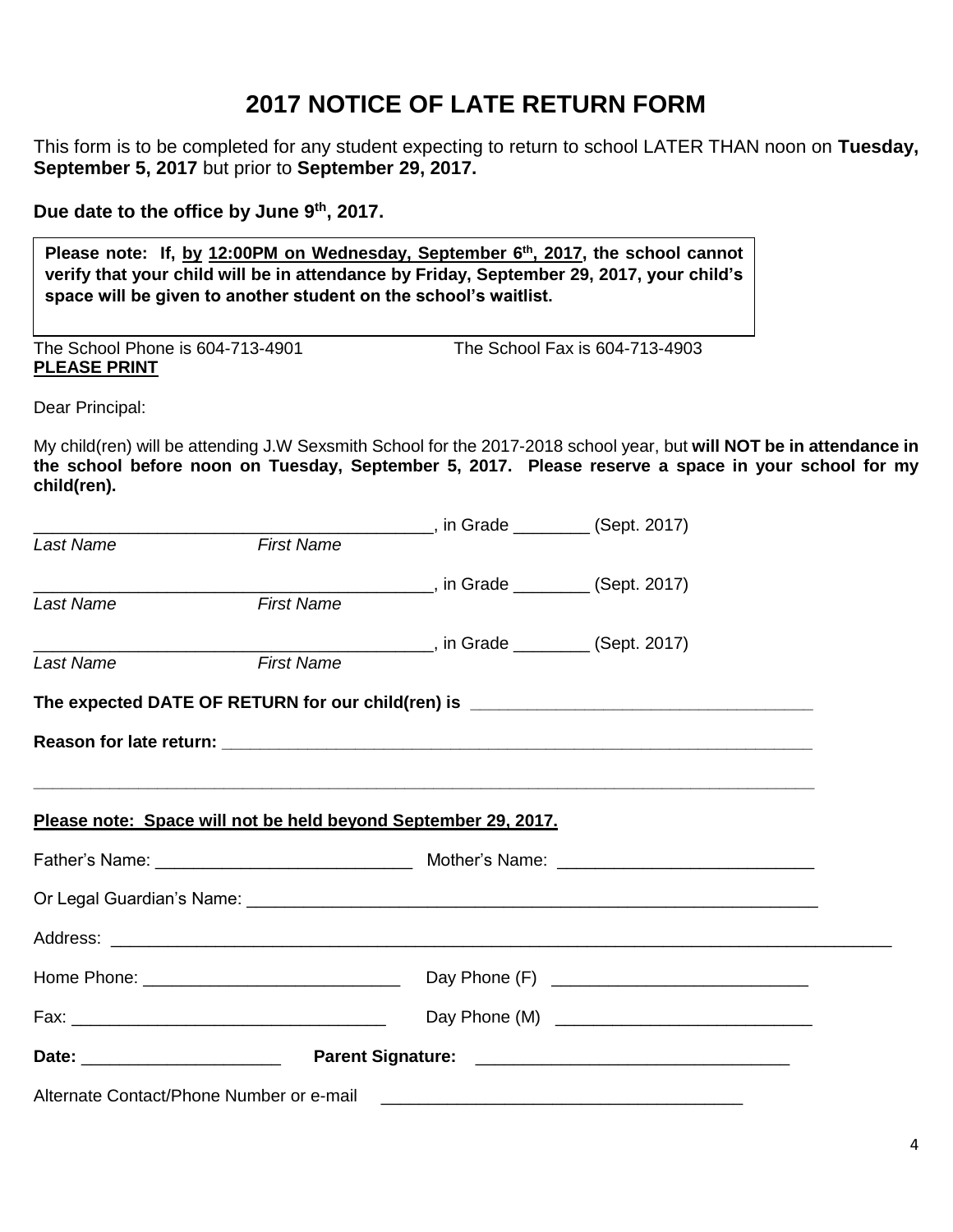// Exact text as seen in the image... (TBD)
# 2017 NOTICE OF LATE RETURN FORM

This form is to be completed for any student expecting to return to school LATER THAN noon on **Tuesday, September 5, 2017** but prior to **September 29, 2017.**

**Due date to the office by June 9th, 2017.**

> **Please note: If, <u>by</u> <u>12:00PM on Wednesday, September 6th, 2017</u>, the school cannot verify that your child will be in attendance by Friday, September 29, 2017, your child's space will be given to another student on the school's waitlist.**

The School Phone is 604-713-4901 The School Fax is 604-713-4903

**<u>PLEASE PRINT</u>**

Dear Principal:

My child(ren) will be attending J.W Sexsmith School for the 2017-2018 school year, but **will NOT be in attendance in the school before noon on Tuesday, September 5, 2017. Please reserve a space in your school for my child(ren).**

__________________________________________, in Grade ________ (Sept. 2017)
*Last Name* *First Name*

__________________________________________, in Grade ________ (Sept. 2017)
*Last Name* *First Name*

__________________________________________, in Grade ________ (Sept. 2017)
*Last Name* *First Name*

**The expected DATE OF RETURN for our child(ren) is** ____________________________________

**Reason for late return:** ________________________________________________________________

____________________________________________________________________________________

**<u>Please note: Space will not be held beyond September 29, 2017.</u>**

Father's Name: ___________________________ Mother's Name: ___________________________

Or Legal Guardian's Name: _____________________________________________________________

Address: _________________________________________________________________________________

Home Phone: ___________________________ Day Phone (F) ___________________________

Fax: _________________________________ Day Phone (M) ___________________________

**Date:** _____________________ **Parent Signature:** _________________________________

Alternate Contact/Phone Number or e-mail _____________________________________